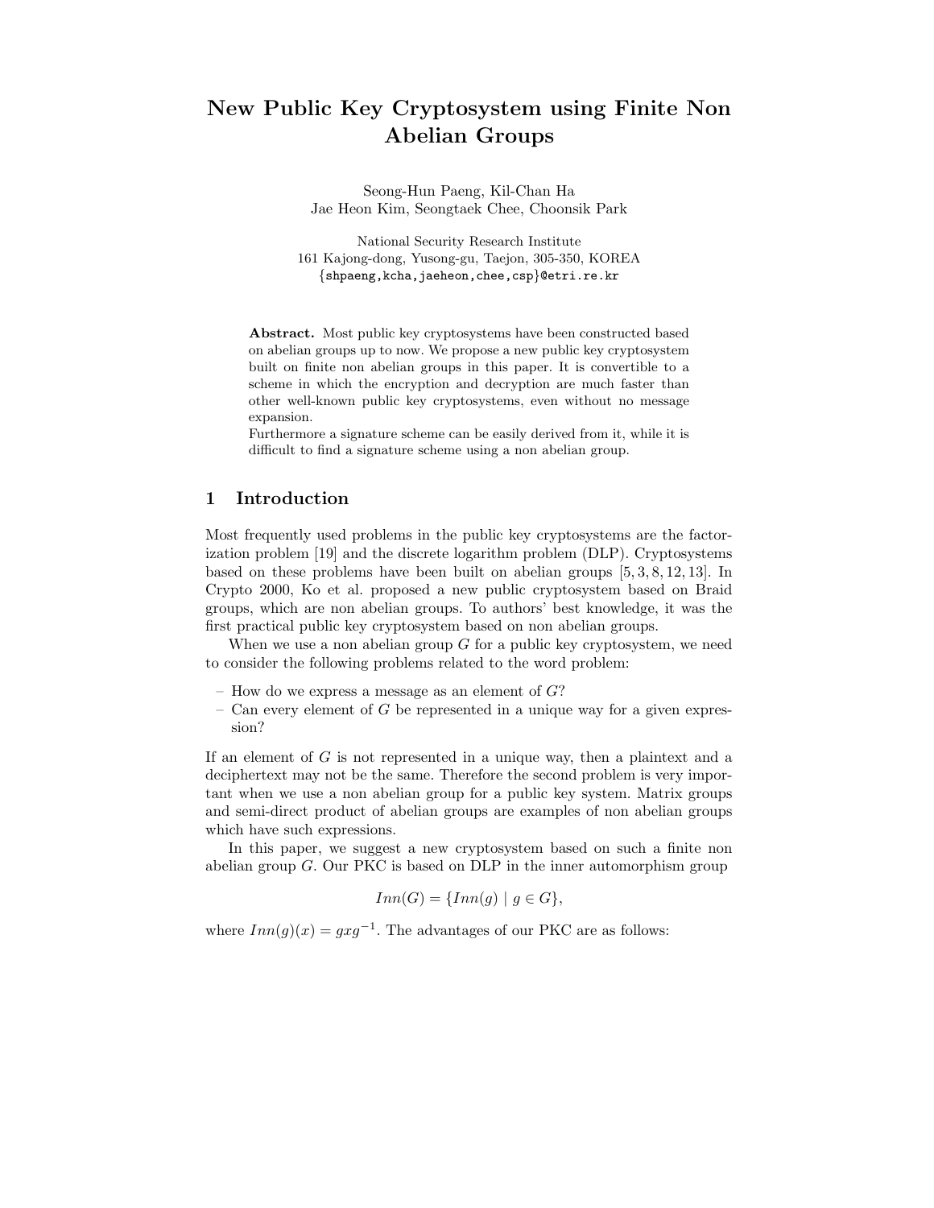# New Public Key Cryptosystem using Finite Non Abelian Groups

Seong-Hun Paeng, Kil-Chan Ha
Jae Heon Kim, Seongtaek Chee, Choonsik Park

National Security Research Institute
161 Kajong-dong, Yusong-gu, Taejon, 305-350, KOREA
{shpaeng,kcha,jaeheon,chee,csp}@etri.re.kr

**Abstract.** Most public key cryptosystems have been constructed based on abelian groups up to now. We propose a new public key cryptosystem built on finite non abelian groups in this paper. It is convertible to a scheme in which the encryption and decryption are much faster than other well-known public key cryptosystems, even without no message expansion.
Furthermore a signature scheme can be easily derived from it, while it is difficult to find a signature scheme using a non abelian group.

## 1 Introduction

Most frequently used problems in the public key cryptosystems are the factorization problem [19] and the discrete logarithm problem (DLP). Cryptosystems based on these problems have been built on abelian groups [5, 3, 8, 12, 13]. In Crypto 2000, Ko et al. proposed a new public cryptosystem based on Braid groups, which are non abelian groups. To authors' best knowledge, it was the first practical public key cryptosystem based on non abelian groups.

When we use a non abelian group $G$ for a public key cryptosystem, we need to consider the following problems related to the word problem:

- How do we express a message as an element of $G$?
- Can every element of $G$ be represented in a unique way for a given expression?

If an element of $G$ is not represented in a unique way, then a plaintext and a deciphertext may not be the same. Therefore the second problem is very important when we use a non abelian group for a public key system. Matrix groups and semi-direct product of abelian groups are examples of non abelian groups which have such expressions.

In this paper, we suggest a new cryptosystem based on such a finite non abelian group $G$. Our PKC is based on DLP in the inner automorphism group

$$Inn(G) = \{Inn(g) \mid g \in G\},$$

where $Inn(g)(x) = gxg^{-1}$. The advantages of our PKC are as follows: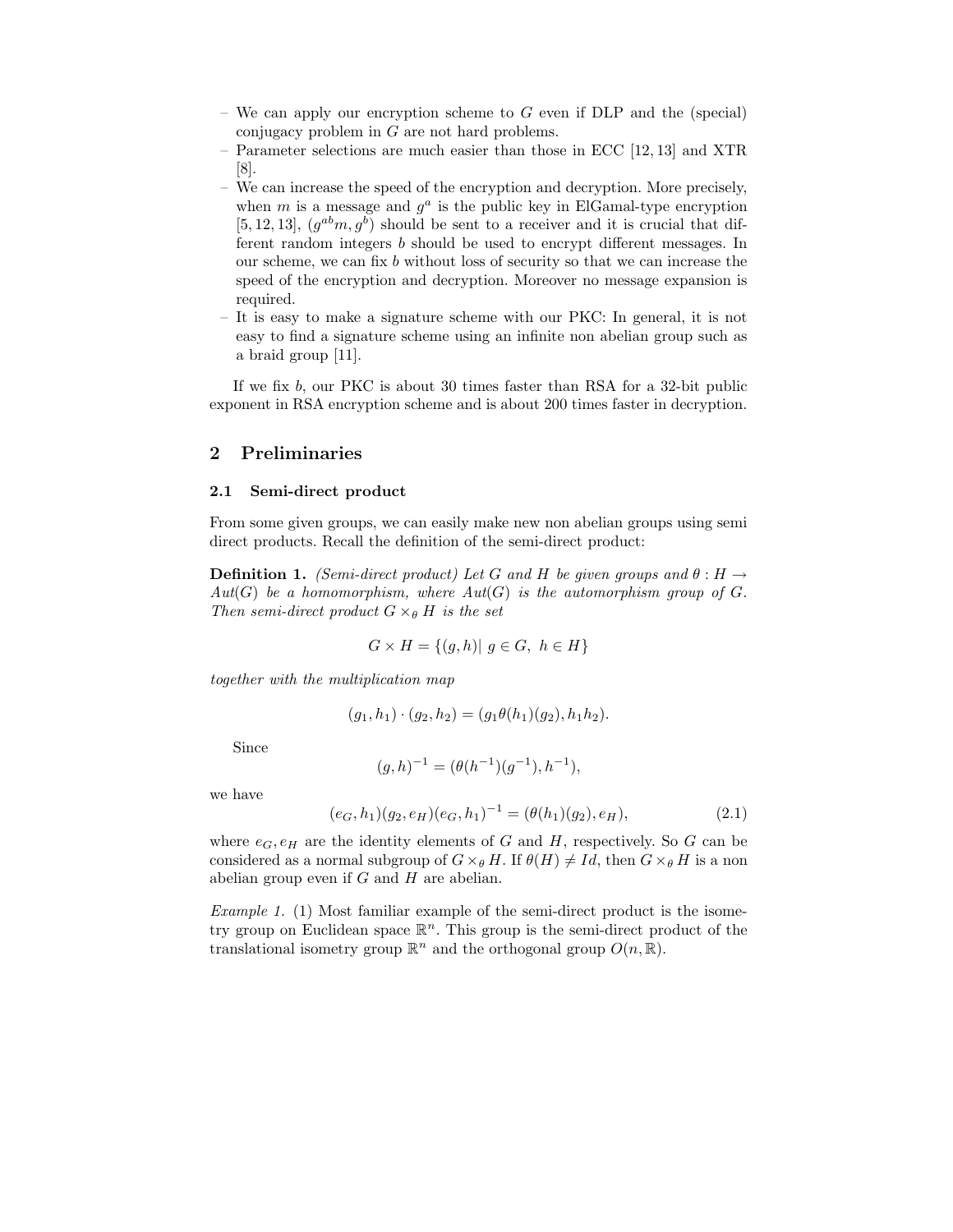- We can apply our encryption scheme to $G$ even if DLP and the (special) conjugacy problem in $G$ are not hard problems.
- Parameter selections are much easier than those in ECC [12, 13] and XTR [8].
- We can increase the speed of the encryption and decryption. More precisely, when $m$ is a message and $g^a$ is the public key in ElGamal-type encryption [5, 12, 13], $(g^{ab}m, g^b)$ should be sent to a receiver and it is crucial that different random integers $b$ should be used to encrypt different messages. In our scheme, we can fix $b$ without loss of security so that we can increase the speed of the encryption and decryption. Moreover no message expansion is required.
- It is easy to make a signature scheme with our PKC: In general, it is not easy to find a signature scheme using an infinite non abelian group such as a braid group [11].

If we fix $b$, our PKC is about 30 times faster than RSA for a 32-bit public exponent in RSA encryption scheme and is about 200 times faster in decryption.

## 2 Preliminaries

### 2.1 Semi-direct product

From some given groups, we can easily make new non abelian groups using semi direct products. Recall the definition of the semi-direct product:

**Definition 1.** *(Semi-direct product) Let $G$ and $H$ be given groups and $\theta : H \to Aut(G)$ be a homomorphism, where $Aut(G)$ is the automorphism group of $G$. Then semi-direct product $G \times_\theta H$ is the set*

$$G \times H = \{(g, h) |\ g \in G,\ h \in H\}$$

*together with the multiplication map*

$$(g_1, h_1) \cdot (g_2, h_2) = (g_1 \theta(h_1)(g_2), h_1 h_2).$$

Since

$$(g, h)^{-1} = (\theta(h^{-1})(g^{-1}), h^{-1}),$$

we have

$$(e_G, h_1)(g_2, e_H)(e_G, h_1)^{-1} = (\theta(h_1)(g_2), e_H), \tag{2.1}$$

where $e_G, e_H$ are the identity elements of $G$ and $H$, respectively. So $G$ can be considered as a normal subgroup of $G \times_\theta H$. If $\theta(H) \neq Id$, then $G \times_\theta H$ is a non abelian group even if $G$ and $H$ are abelian.

*Example 1.* (1) Most familiar example of the semi-direct product is the isometry group on Euclidean space $\mathbb{R}^n$. This group is the semi-direct product of the translational isometry group $\mathbb{R}^n$ and the orthogonal group $O(n, \mathbb{R})$.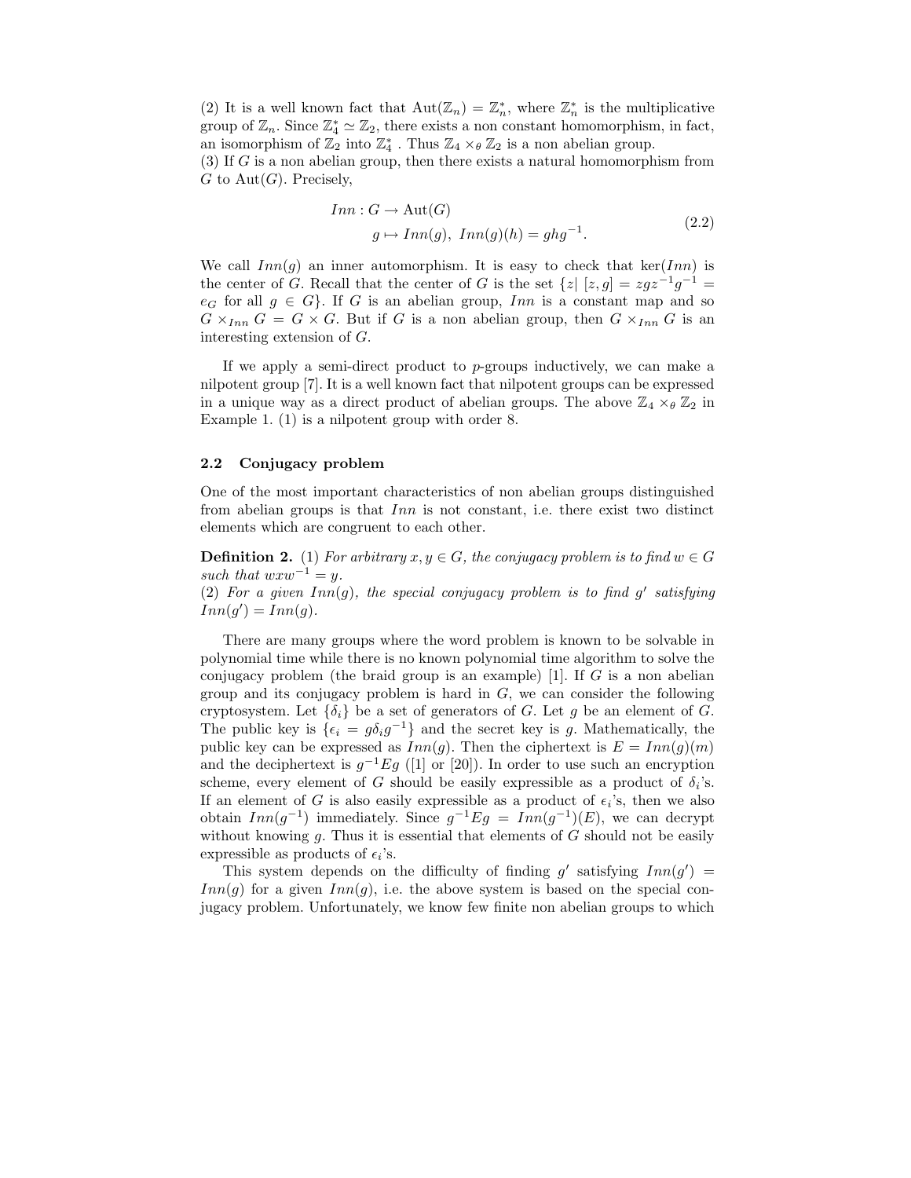(2) It is a well known fact that $\mathrm{Aut}(\mathbb{Z}_n) = \mathbb{Z}_n^*$, where $\mathbb{Z}_n^*$ is the multiplicative group of $\mathbb{Z}_n$. Since $\mathbb{Z}_4^* \simeq \mathbb{Z}_2$, there exists a non constant homomorphism, in fact, an isomorphism of $\mathbb{Z}_2$ into $\mathbb{Z}_4^*$ . Thus $\mathbb{Z}_4 \times_\theta \mathbb{Z}_2$ is a non abelian group.
(3) If $G$ is a non abelian group, then there exists a natural homomorphism from $G$ to $\mathrm{Aut}(G)$. Precisely,

$$
\begin{aligned}
&Inn : G \to \mathrm{Aut}(G) \\
&\qquad g \mapsto Inn(g),\ Inn(g)(h) = ghg^{-1}.
\end{aligned}
\tag{2.2}
$$

We call $Inn(g)$ an inner automorphism. It is easy to check that $\ker(Inn)$ is the center of $G$. Recall that the center of $G$ is the set $\{z|\ [z,g] = zgz^{-1}g^{-1} = e_G \text{ for all } g \in G\}$. If $G$ is an abelian group, $Inn$ is a constant map and so $G \times_{Inn} G = G \times G$. But if $G$ is a non abelian group, then $G \times_{Inn} G$ is an interesting extension of $G$.

If we apply a semi-direct product to $p$-groups inductively, we can make a nilpotent group [7]. It is a well known fact that nilpotent groups can be expressed in a unique way as a direct product of abelian groups. The above $\mathbb{Z}_4 \times_\theta \mathbb{Z}_2$ in Example 1. (1) is a nilpotent group with order 8.

### 2.2 Conjugacy problem

One of the most important characteristics of non abelian groups distinguished from abelian groups is that $Inn$ is not constant, i.e. there exist two distinct elements which are congruent to each other.

**Definition 2.** (1) *For arbitrary $x, y \in G$, the conjugacy problem is to find $w \in G$ such that $wxw^{-1} = y$.*
(2) *For a given $Inn(g)$, the special conjugacy problem is to find $g'$ satisfying $Inn(g') = Inn(g)$.*

There are many groups where the word problem is known to be solvable in polynomial time while there is no known polynomial time algorithm to solve the conjugacy problem (the braid group is an example) [1]. If $G$ is a non abelian group and its conjugacy problem is hard in $G$, we can consider the following cryptosystem. Let $\{\delta_i\}$ be a set of generators of $G$. Let $g$ be an element of $G$. The public key is $\{\epsilon_i = g\delta_i g^{-1}\}$ and the secret key is $g$. Mathematically, the public key can be expressed as $Inn(g)$. Then the ciphertext is $E = Inn(g)(m)$ and the deciphertext is $g^{-1}Eg$ ([1] or [20]). In order to use such an encryption scheme, every element of $G$ should be easily expressible as a product of $\delta_i$'s. If an element of $G$ is also easily expressible as a product of $\epsilon_i$'s, then we also obtain $Inn(g^{-1})$ immediately. Since $g^{-1}Eg = Inn(g^{-1})(E)$, we can decrypt without knowing $g$. Thus it is essential that elements of $G$ should not be easily expressible as products of $\epsilon_i$'s.

This system depends on the difficulty of finding $g'$ satisfying $Inn(g') = Inn(g)$ for a given $Inn(g)$, i.e. the above system is based on the special conjugacy problem. Unfortunately, we know few finite non abelian groups to which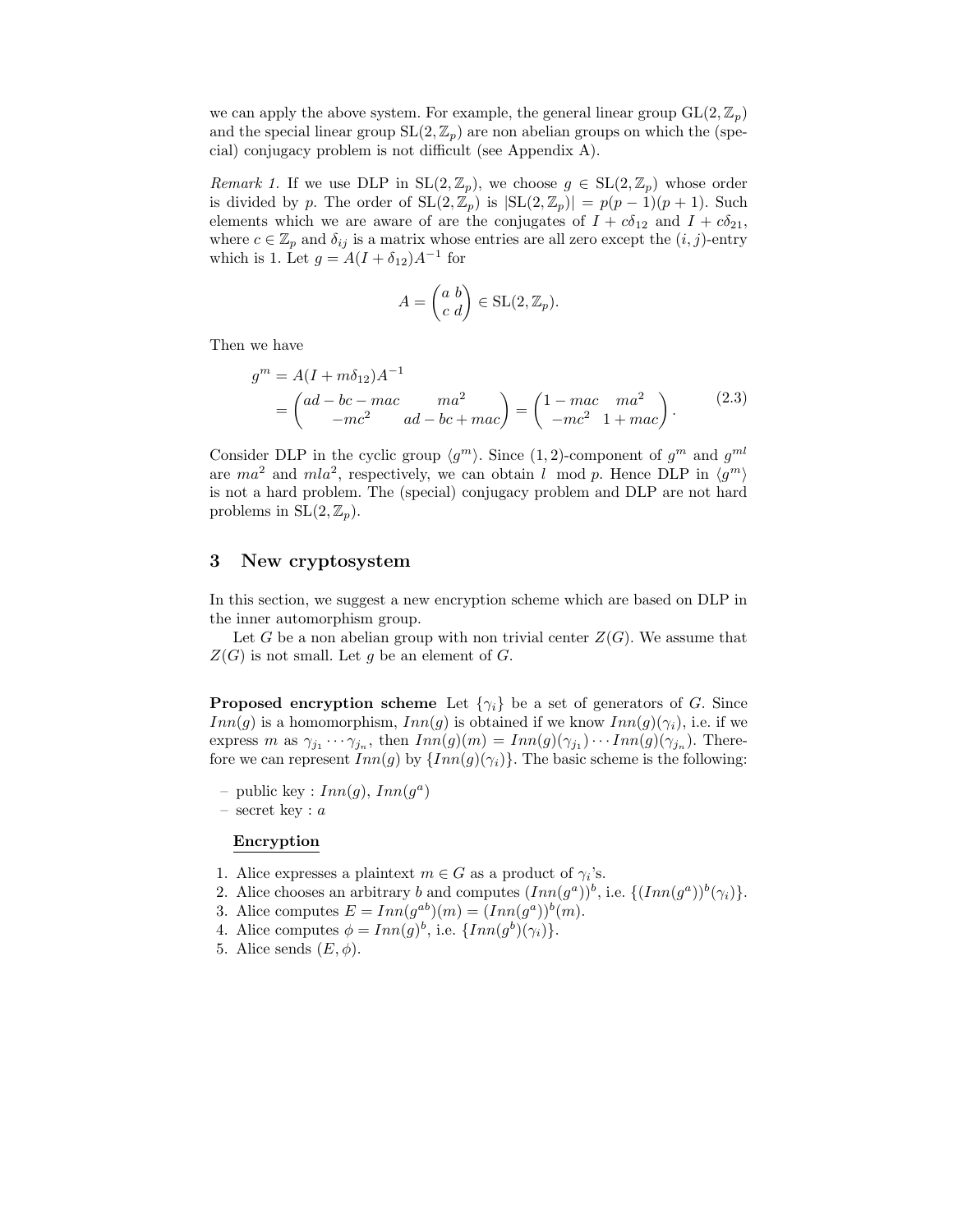we can apply the above system. For example, the general linear group $\mathrm{GL}(2,\mathbb{Z}_p)$ and the special linear group $\mathrm{SL}(2,\mathbb{Z}_p)$ are non abelian groups on which the (special) conjugacy problem is not difficult (see Appendix A).

*Remark 1.* If we use DLP in $\mathrm{SL}(2,\mathbb{Z}_p)$, we choose $g \in \mathrm{SL}(2,\mathbb{Z}_p)$ whose order is divided by $p$. The order of $\mathrm{SL}(2,\mathbb{Z}_p)$ is $|\mathrm{SL}(2,\mathbb{Z}_p)| = p(p-1)(p+1)$. Such elements which we are aware of are the conjugates of $I + c\delta_{12}$ and $I + c\delta_{21}$, where $c \in \mathbb{Z}_p$ and $\delta_{ij}$ is a matrix whose entries are all zero except the $(i,j)$-entry which is 1. Let $g = A(I + \delta_{12})A^{-1}$ for

$$A = \begin{pmatrix} a & b \\ c & d \end{pmatrix} \in \mathrm{SL}(2,\mathbb{Z}_p).$$

Then we have

$$\begin{aligned} g^m &= A(I + m\delta_{12})A^{-1} \\ &= \begin{pmatrix} ad - bc - mac & ma^2 \\ -mc^2 & ad - bc + mac \end{pmatrix} = \begin{pmatrix} 1 - mac & ma^2 \\ -mc^2 & 1 + mac \end{pmatrix}. \end{aligned} \tag{2.3}$$

Consider DLP in the cyclic group $\langle g^m \rangle$. Since $(1,2)$-component of $g^m$ and $g^{ml}$ are $ma^2$ and $mla^2$, respectively, we can obtain $l \mod p$. Hence DLP in $\langle g^m \rangle$ is not a hard problem. The (special) conjugacy problem and DLP are not hard problems in $\mathrm{SL}(2,\mathbb{Z}_p)$.

## 3 New cryptosystem

In this section, we suggest a new encryption scheme which are based on DLP in the inner automorphism group.

Let $G$ be a non abelian group with non trivial center $Z(G)$. We assume that $Z(G)$ is not small. Let $g$ be an element of $G$.

**Proposed encryption scheme** Let $\{\gamma_i\}$ be a set of generators of $G$. Since $Inn(g)$ is a homomorphism, $Inn(g)$ is obtained if we know $Inn(g)(\gamma_i)$, i.e. if we express $m$ as $\gamma_{j_1} \cdots \gamma_{j_n}$, then $Inn(g)(m) = Inn(g)(\gamma_{j_1}) \cdots Inn(g)(\gamma_{j_n})$. Therefore we can represent $Inn(g)$ by $\{Inn(g)(\gamma_i)\}$. The basic scheme is the following:

- public key : $Inn(g)$, $Inn(g^a)$
- secret key : $a$

**Encryption**

1. Alice expresses a plaintext $m \in G$ as a product of $\gamma_i$'s.
2. Alice chooses an arbitrary $b$ and computes $(Inn(g^a))^b$, i.e. $\{(Inn(g^a))^b(\gamma_i)\}$.
3. Alice computes $E = Inn(g^{ab})(m) = (Inn(g^a))^b(m)$.
4. Alice computes $\phi = Inn(g)^b$, i.e. $\{Inn(g^b)(\gamma_i)\}$.
5. Alice sends $(E, \phi)$.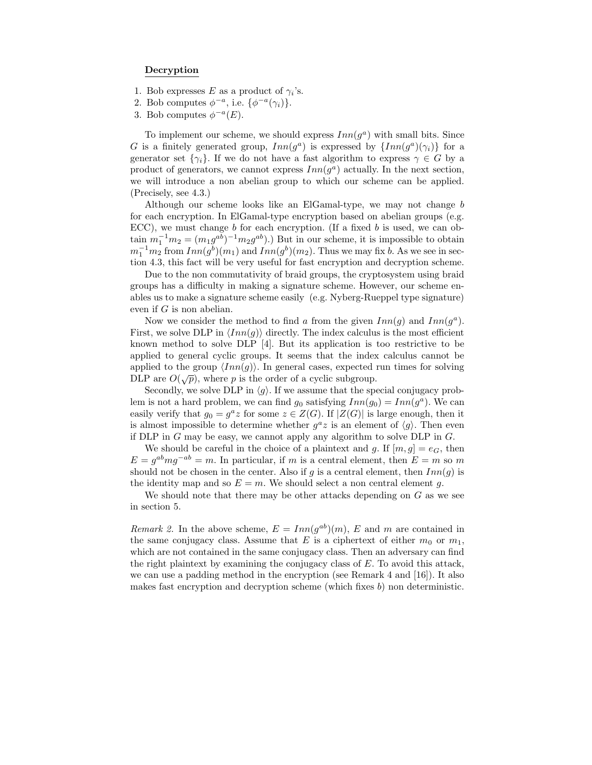**Decryption**

1. Bob expresses $E$ as a product of $\gamma_i$'s.
2. Bob computes $\phi^{-a}$, i.e. $\{\phi^{-a}(\gamma_i)\}$.
3. Bob computes $\phi^{-a}(E)$.

To implement our scheme, we should express $Inn(g^a)$ with small bits. Since $G$ is a finitely generated group, $Inn(g^a)$ is expressed by $\{Inn(g^a)(\gamma_i)\}$ for a generator set $\{\gamma_i\}$. If we do not have a fast algorithm to express $\gamma \in G$ by a product of generators, we cannot express $Inn(g^a)$ actually. In the next section, we will introduce a non abelian group to which our scheme can be applied. (Precisely, see 4.3.)

Although our scheme looks like an ElGamal-type, we may not change $b$ for each encryption. In ElGamal-type encryption based on abelian groups (e.g. ECC), we must change $b$ for each encryption. (If a fixed $b$ is used, we can obtain $m_1^{-1}m_2 = (m_1 g^{ab})^{-1} m_2 g^{ab}$).) But in our scheme, it is impossible to obtain $m_1^{-1}m_2$ from $Inn(g^b)(m_1)$ and $Inn(g^b)(m_2)$. Thus we may fix $b$. As we see in section 4.3, this fact will be very useful for fast encryption and decryption scheme.

Due to the non commutativity of braid groups, the cryptosystem using braid groups has a difficulty in making a signature scheme. However, our scheme enables us to make a signature scheme easily (e.g. Nyberg-Rueppel type signature) even if $G$ is non abelian.

Now we consider the method to find $a$ from the given $Inn(g)$ and $Inn(g^a)$. First, we solve DLP in $\langle Inn(g) \rangle$ directly. The index calculus is the most efficient known method to solve DLP [4]. But its application is too restrictive to be applied to general cyclic groups. It seems that the index calculus cannot be applied to the group $\langle Inn(g) \rangle$. In general cases, expected run times for solving DLP are $O(\sqrt{p})$, where $p$ is the order of a cyclic subgroup.

Secondly, we solve DLP in $\langle g \rangle$. If we assume that the special conjugacy problem is not a hard problem, we can find $g_0$ satisfying $Inn(g_0) = Inn(g^a)$. We can easily verify that $g_0 = g^a z$ for some $z \in Z(G)$. If $|Z(G)|$ is large enough, then it is almost impossible to determine whether $g^a z$ is an element of $\langle g \rangle$. Then even if DLP in $G$ may be easy, we cannot apply any algorithm to solve DLP in $G$.

We should be careful in the choice of a plaintext and $g$. If $[m, g] = e_G$, then $E = g^{ab} m g^{-ab} = m$. In particular, if $m$ is a central element, then $E = m$ so $m$ should not be chosen in the center. Also if $g$ is a central element, then $Inn(g)$ is the identity map and so $E = m$. We should select a non central element $g$.

We should note that there may be other attacks depending on $G$ as we see in section 5.

*Remark 2.* In the above scheme, $E = Inn(g^{ab})(m)$, $E$ and $m$ are contained in the same conjugacy class. Assume that $E$ is a ciphertext of either $m_0$ or $m_1$, which are not contained in the same conjugacy class. Then an adversary can find the right plaintext by examining the conjugacy class of $E$. To avoid this attack, we can use a padding method in the encryption (see Remark 4 and [16]). It also makes fast encryption and decryption scheme (which fixes $b$) non deterministic.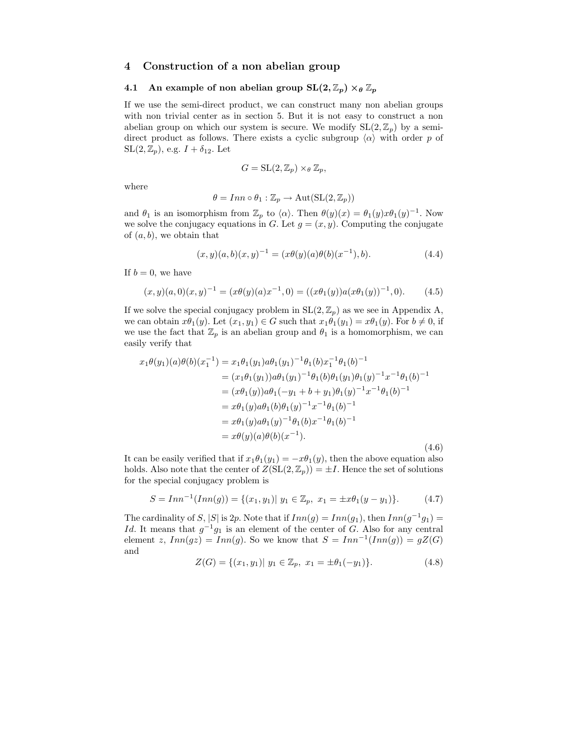## 4 Construction of a non abelian group

### 4.1 An example of non abelian group $\mathbf{SL(2,\mathbb{Z}_p)\times_\theta \mathbb{Z}_p}$

If we use the semi-direct product, we can construct many non abelian groups with non trivial center as in section 5. But it is not easy to construct a non abelian group on which our system is secure. We modify $\mathrm{SL}(2,\mathbb{Z}_p)$ by a semi-direct product as follows. There exists a cyclic subgroup $\langle\alpha\rangle$ with order $p$ of $\mathrm{SL}(2,\mathbb{Z}_p)$, e.g. $I+\delta_{12}$. Let

$$G=\mathrm{SL}(2,\mathbb{Z}_p)\times_\theta \mathbb{Z}_p,$$

where

$$\theta = Inn\circ\theta_1 : \mathbb{Z}_p \to \mathrm{Aut}(\mathrm{SL}(2,\mathbb{Z}_p))$$

and $\theta_1$ is an isomorphism from $\mathbb{Z}_p$ to $\langle\alpha\rangle$. Then $\theta(y)(x)=\theta_1(y)x\theta_1(y)^{-1}$. Now we solve the conjugacy equations in $G$. Let $g=(x,y)$. Computing the conjugate of $(a,b)$, we obtain that

$$(x,y)(a,b)(x,y)^{-1}=(x\theta(y)(a)\theta(b)(x^{-1}),b). \tag{4.4}$$

If $b=0$, we have

$$(x,y)(a,0)(x,y)^{-1}=(x\theta(y)(a)x^{-1},0)=((x\theta_1(y))a(x\theta_1(y))^{-1},0). \tag{4.5}$$

If we solve the special conjugacy problem in $\mathrm{SL}(2,\mathbb{Z}_p)$ as we see in Appendix A, we can obtain $x\theta_1(y)$. Let $(x_1,y_1)\in G$ such that $x_1\theta_1(y_1)=x\theta_1(y)$. For $b\neq 0$, if we use the fact that $\mathbb{Z}_p$ is an abelian group and $\theta_1$ is a homomorphism, we can easily verify that

$$\begin{aligned}
x_1\theta(y_1)(a)\theta(b)(x_1^{-1}) &= x_1\theta_1(y_1)a\theta_1(y_1)^{-1}\theta_1(b)x_1^{-1}\theta_1(b)^{-1}\\
&= (x_1\theta_1(y_1))a\theta_1(y_1)^{-1}\theta_1(b)\theta_1(y_1)\theta_1(y)^{-1}x^{-1}\theta_1(b)^{-1}\\
&= (x\theta_1(y))a\theta_1(-y_1+b+y_1)\theta_1(y)^{-1}x^{-1}\theta_1(b)^{-1}\\
&= x\theta_1(y)a\theta_1(b)\theta_1(y)^{-1}x^{-1}\theta_1(b)^{-1}\\
&= x\theta_1(y)a\theta_1(y)^{-1}\theta_1(b)x^{-1}\theta_1(b)^{-1}\\
&= x\theta(y)(a)\theta(b)(x^{-1}).
\end{aligned} \tag{4.6}$$

It can be easily verified that if $x_1\theta_1(y_1)=-x\theta_1(y)$, then the above equation also holds. Also note that the center of $Z(\mathrm{SL}(2,\mathbb{Z}_p))=\pm I$. Hence the set of solutions for the special conjugacy problem is

$$S=Inn^{-1}(Inn(g))=\{(x_1,y_1)|\ y_1\in\mathbb{Z}_p,\ x_1=\pm x\theta_1(y-y_1)\}. \tag{4.7}$$

The cardinality of $S$, $|S|$ is $2p$. Note that if $Inn(g)=Inn(g_1)$, then $Inn(g^{-1}g_1)=Id$. It means that $g^{-1}g_1$ is an element of the center of $G$. Also for any central element $z$, $Inn(gz)=Inn(g)$. So we know that $S=Inn^{-1}(Inn(g))=gZ(G)$ and

$$Z(G)=\{(x_1,y_1)|\ y_1\in\mathbb{Z}_p,\ x_1=\pm\theta_1(-y_1)\}. \tag{4.8}$$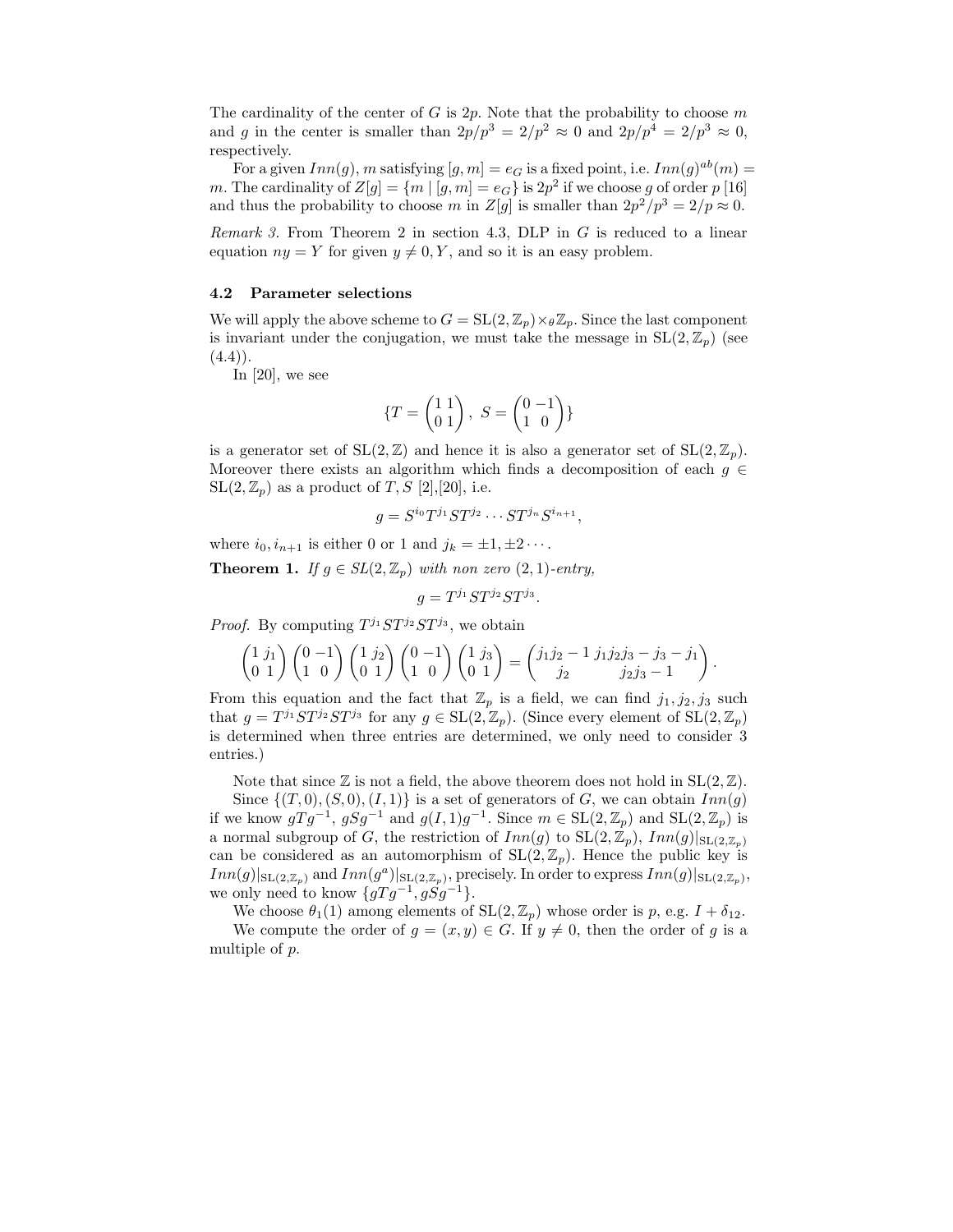The cardinality of the center of $G$ is $2p$. Note that the probability to choose $m$ and $g$ in the center is smaller than $2p/p^3 = 2/p^2 \approx 0$ and $2p/p^4 = 2/p^3 \approx 0$, respectively.

For a given $Inn(g)$, $m$ satisfying $[g, m] = e_G$ is a fixed point, i.e. $Inn(g)^{ab}(m) = m$. The cardinality of $Z[g] = \{m \mid [g, m] = e_G\}$ is $2p^2$ if we choose $g$ of order $p$ [16] and thus the probability to choose $m$ in $Z[g]$ is smaller than $2p^2/p^3 = 2/p \approx 0$.

*Remark 3.* From Theorem 2 in section 4.3, DLP in $G$ is reduced to a linear equation $ny = Y$ for given $y \neq 0, Y$, and so it is an easy problem.

### 4.2 Parameter selections

We will apply the above scheme to $G = \mathrm{SL}(2, \mathbb{Z}_p) \times_\theta \mathbb{Z}_p$. Since the last component is invariant under the conjugation, we must take the message in $\mathrm{SL}(2, \mathbb{Z}_p)$ (see (4.4)).

In [20], we see

$$\{T = \begin{pmatrix} 1 & 1 \\ 0 & 1 \end{pmatrix},\ S = \begin{pmatrix} 0 & -1 \\ 1 & 0 \end{pmatrix}\}$$

is a generator set of $\mathrm{SL}(2, \mathbb{Z})$ and hence it is also a generator set of $\mathrm{SL}(2, \mathbb{Z}_p)$. Moreover there exists an algorithm which finds a decomposition of each $g \in \mathrm{SL}(2, \mathbb{Z}_p)$ as a product of $T, S$ [2],[20], i.e.

$$g = S^{i_0} T^{j_1} S T^{j_2} \cdots S T^{j_n} S^{i_{n+1}},$$

where $i_0, i_{n+1}$ is either 0 or 1 and $j_k = \pm 1, \pm 2 \cdots$.

**Theorem 1.** *If $g \in SL(2, \mathbb{Z}_p)$ with non zero (2,1)-entry,*

$$g = T^{j_1} S T^{j_2} S T^{j_3}.$$

*Proof.* By computing $T^{j_1} S T^{j_2} S T^{j_3}$, we obtain

$$\begin{pmatrix} 1 & j_1 \\ 0 & 1 \end{pmatrix} \begin{pmatrix} 0 & -1 \\ 1 & 0 \end{pmatrix} \begin{pmatrix} 1 & j_2 \\ 0 & 1 \end{pmatrix} \begin{pmatrix} 0 & -1 \\ 1 & 0 \end{pmatrix} \begin{pmatrix} 1 & j_3 \\ 0 & 1 \end{pmatrix} = \begin{pmatrix} j_1 j_2 - 1 & j_1 j_2 j_3 - j_3 - j_1 \\ j_2 & j_2 j_3 - 1 \end{pmatrix}.$$

From this equation and the fact that $\mathbb{Z}_p$ is a field, we can find $j_1, j_2, j_3$ such that $g = T^{j_1} S T^{j_2} S T^{j_3}$ for any $g \in \mathrm{SL}(2, \mathbb{Z}_p)$. (Since every element of $\mathrm{SL}(2, \mathbb{Z}_p)$ is determined when three entries are determined, we only need to consider 3 entries.)

Note that since $\mathbb{Z}$ is not a field, the above theorem does not hold in $\mathrm{SL}(2, \mathbb{Z})$.

Since $\{(T, 0), (S, 0), (I, 1)\}$ is a set of generators of $G$, we can obtain $Inn(g)$ if we know $gTg^{-1}$, $gSg^{-1}$ and $g(I, 1)g^{-1}$. Since $m \in \mathrm{SL}(2, \mathbb{Z}_p)$ and $\mathrm{SL}(2, \mathbb{Z}_p)$ is a normal subgroup of $G$, the restriction of $Inn(g)$ to $\mathrm{SL}(2, \mathbb{Z}_p)$, $Inn(g)|_{\mathrm{SL}(2,\mathbb{Z}_p)}$ can be considered as an automorphism of $\mathrm{SL}(2, \mathbb{Z}_p)$. Hence the public key is $Inn(g)|_{\mathrm{SL}(2,\mathbb{Z}_p)}$ and $Inn(g^a)|_{\mathrm{SL}(2,\mathbb{Z}_p)}$, precisely. In order to express $Inn(g)|_{\mathrm{SL}(2,\mathbb{Z}_p)}$, we only need to know $\{gTg^{-1}, gSg^{-1}\}$.

We choose $\theta_1(1)$ among elements of $\mathrm{SL}(2, \mathbb{Z}_p)$ whose order is $p$, e.g. $I + \delta_{12}$.

We compute the order of $g = (x, y) \in G$. If $y \neq 0$, then the order of $g$ is a multiple of $p$.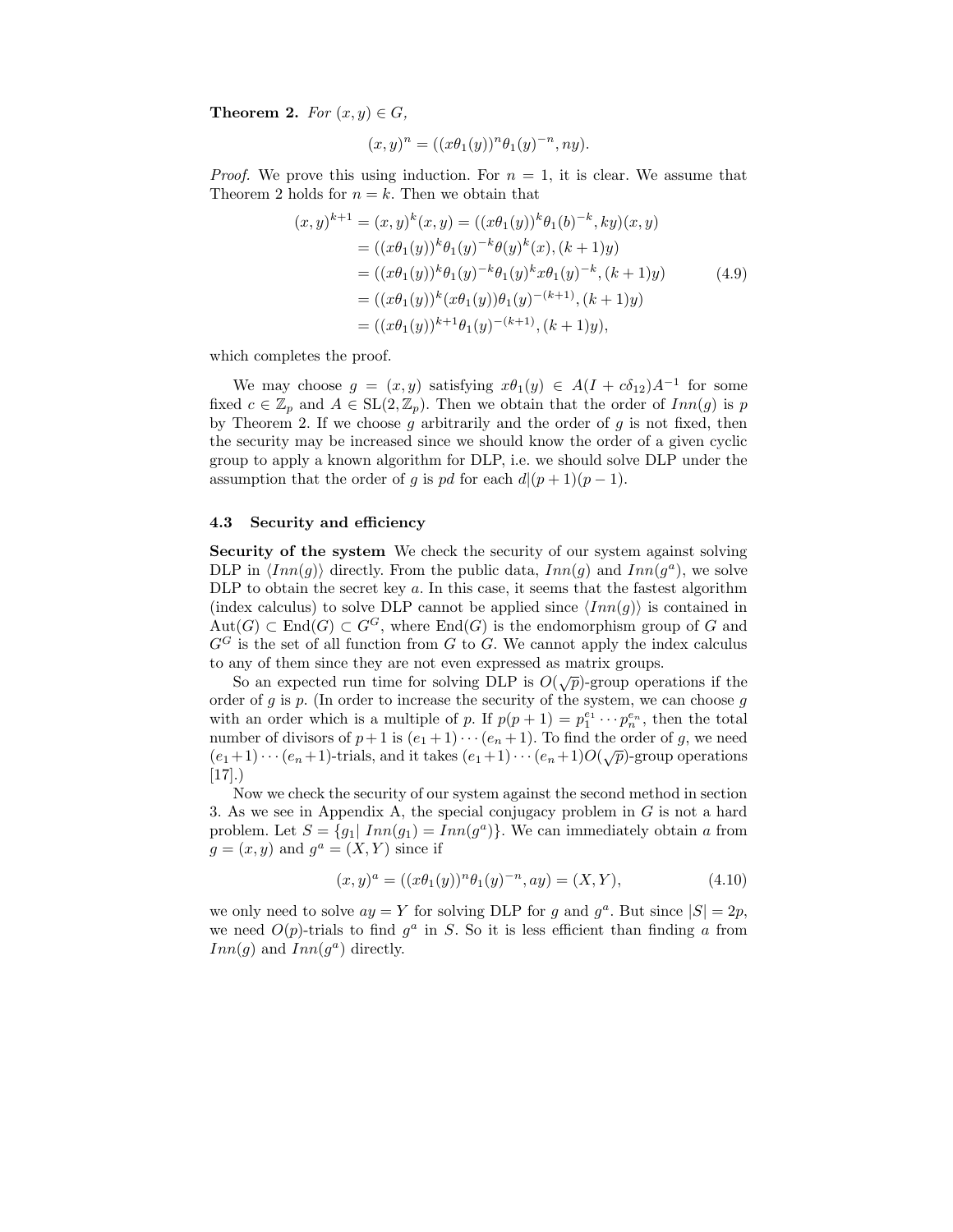**Theorem 2.** *For $(x, y) \in G$,*

$$(x, y)^n = ((x\theta_1(y))^n \theta_1(y)^{-n}, ny).$$

*Proof.* We prove this using induction. For $n = 1$, it is clear. We assume that Theorem 2 holds for $n = k$. Then we obtain that

$$\begin{aligned}
(x, y)^{k+1} &= (x, y)^k (x, y) = ((x\theta_1(y))^k \theta_1(b)^{-k}, ky)(x, y) \\
&= ((x\theta_1(y))^k \theta_1(y)^{-k} \theta(y)^k(x), (k+1)y) \\
&= ((x\theta_1(y))^k \theta_1(y)^{-k} \theta_1(y)^k x \theta_1(y)^{-k}, (k+1)y) \\
&= ((x\theta_1(y))^k (x\theta_1(y)) \theta_1(y)^{-(k+1)}, (k+1)y) \\
&= ((x\theta_1(y))^{k+1} \theta_1(y)^{-(k+1)}, (k+1)y),
\end{aligned} \tag{4.9}$$

which completes the proof.

We may choose $g = (x, y)$ satisfying $x\theta_1(y) \in A(I + c\delta_{12})A^{-1}$ for some fixed $c \in \mathbb{Z}_p$ and $A \in \mathrm{SL}(2, \mathbb{Z}_p)$. Then we obtain that the order of $Inn(g)$ is $p$ by Theorem 2. If we choose $g$ arbitrarily and the order of $g$ is not fixed, then the security may be increased since we should know the order of a given cyclic group to apply a known algorithm for DLP, i.e. we should solve DLP under the assumption that the order of $g$ is $pd$ for each $d | (p+1)(p-1)$.

### 4.3 Security and efficiency

**Security of the system** We check the security of our system against solving DLP in $\langle Inn(g) \rangle$ directly. From the public data, $Inn(g)$ and $Inn(g^a)$, we solve DLP to obtain the secret key $a$. In this case, it seems that the fastest algorithm (index calculus) to solve DLP cannot be applied since $\langle Inn(g) \rangle$ is contained in $\mathrm{Aut}(G) \subset \mathrm{End}(G) \subset G^G$, where $\mathrm{End}(G)$ is the endomorphism group of $G$ and $G^G$ is the set of all function from $G$ to $G$. We cannot apply the index calculus to any of them since they are not even expressed as matrix groups.

So an expected run time for solving DLP is $O(\sqrt{p})$-group operations if the order of $g$ is $p$. (In order to increase the security of the system, we can choose $g$ with an order which is a multiple of $p$. If $p(p+1) = p_1^{e_1} \cdots p_n^{e_n}$, then the total number of divisors of $p+1$ is $(e_1+1)\cdots(e_n+1)$. To find the order of $g$, we need $(e_1+1)\cdots(e_n+1)$-trials, and it takes $(e_1+1)\cdots(e_n+1)O(\sqrt{p})$-group operations [17].)

Now we check the security of our system against the second method in section 3. As we see in Appendix A, the special conjugacy problem in $G$ is not a hard problem. Let $S = \{g_1 | \ Inn(g_1) = Inn(g^a)\}$. We can immediately obtain $a$ from $g = (x, y)$ and $g^a = (X, Y)$ since if

$$(x, y)^a = ((x\theta_1(y))^n \theta_1(y)^{-n}, ay) = (X, Y), \tag{4.10}$$

we only need to solve $ay = Y$ for solving DLP for $g$ and $g^a$. But since $|S| = 2p$, we need $O(p)$-trials to find $g^a$ in $S$. So it is less efficient than finding $a$ from $Inn(g)$ and $Inn(g^a)$ directly.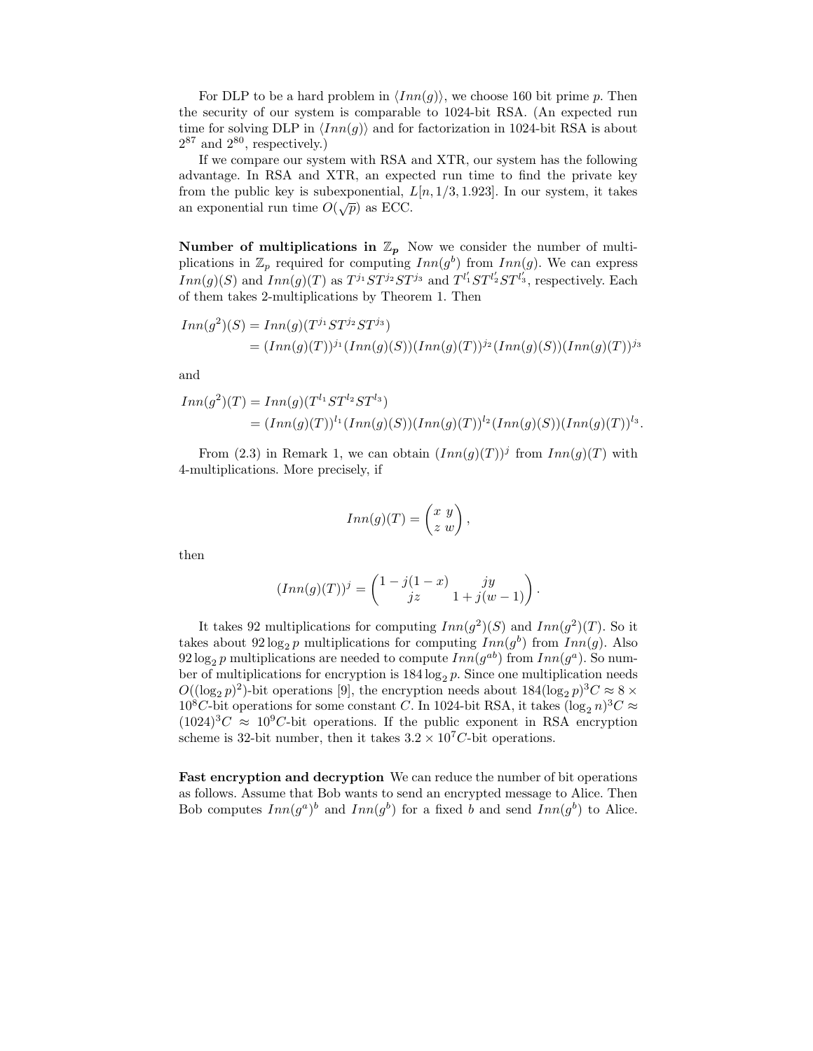For DLP to be a hard problem in $\langle Inn(g) \rangle$, we choose 160 bit prime $p$. Then the security of our system is comparable to 1024-bit RSA. (An expected run time for solving DLP in $\langle Inn(g) \rangle$ and for factorization in 1024-bit RSA is about $2^{87}$ and $2^{80}$, respectively.)

If we compare our system with RSA and XTR, our system has the following advantage. In RSA and XTR, an expected run time to find the private key from the public key is subexponential, $L[n, 1/3, 1.923]$. In our system, it takes an exponential run time $O(\sqrt{p})$ as ECC.

**Number of multiplications in $\mathbb{Z}_p$** Now we consider the number of multiplications in $\mathbb{Z}_p$ required for computing $Inn(g^b)$ from $Inn(g)$. We can express $Inn(g)(S)$ and $Inn(g)(T)$ as $T^{j_1}ST^{j_2}ST^{j_3}$ and $T^{l'_1}ST^{l'_2}ST^{l'_3}$, respectively. Each of them takes 2-multiplications by Theorem 1. Then

$$
\begin{aligned}
Inn(g^2)(S) &= Inn(g)(T^{j_1}ST^{j_2}ST^{j_3}) \\
&= (Inn(g)(T))^{j_1}(Inn(g)(S))(Inn(g)(T))^{j_2}(Inn(g)(S))(Inn(g)(T))^{j_3}
\end{aligned}
$$

and

$$
\begin{aligned}
Inn(g^2)(T) &= Inn(g)(T^{l_1}ST^{l_2}ST^{l_3}) \\
&= (Inn(g)(T))^{l_1}(Inn(g)(S))(Inn(g)(T))^{l_2}(Inn(g)(S))(Inn(g)(T))^{l_3}.
\end{aligned}
$$

From (2.3) in Remark 1, we can obtain $(Inn(g)(T))^j$ from $Inn(g)(T)$ with 4-multiplications. More precisely, if

$$
Inn(g)(T) = \begin{pmatrix} x & y \\ z & w \end{pmatrix},
$$

then

$$
(Inn(g)(T))^j = \begin{pmatrix} 1 - j(1-x) & jy \\ jz & 1 + j(w-1) \end{pmatrix}.
$$

It takes 92 multiplications for computing $Inn(g^2)(S)$ and $Inn(g^2)(T)$. So it takes about $92 \log_2 p$ multiplications for computing $Inn(g^b)$ from $Inn(g)$. Also $92 \log_2 p$ multiplications are needed to compute $Inn(g^{ab})$ from $Inn(g^a)$. So number of multiplications for encryption is $184 \log_2 p$. Since one multiplication needs $O((\log_2 p)^2)$-bit operations [9], the encryption needs about $184(\log_2 p)^3 C \approx 8 \times 10^8 C$-bit operations for some constant $C$. In 1024-bit RSA, it takes $(\log_2 n)^3 C \approx (1024)^3 C \approx 10^9 C$-bit operations. If the public exponent in RSA encryption scheme is 32-bit number, then it takes $3.2 \times 10^7 C$-bit operations.

**Fast encryption and decryption** We can reduce the number of bit operations as follows. Assume that Bob wants to send an encrypted message to Alice. Then Bob computes $Inn(g^a)^b$ and $Inn(g^b)$ for a fixed $b$ and send $Inn(g^b)$ to Alice.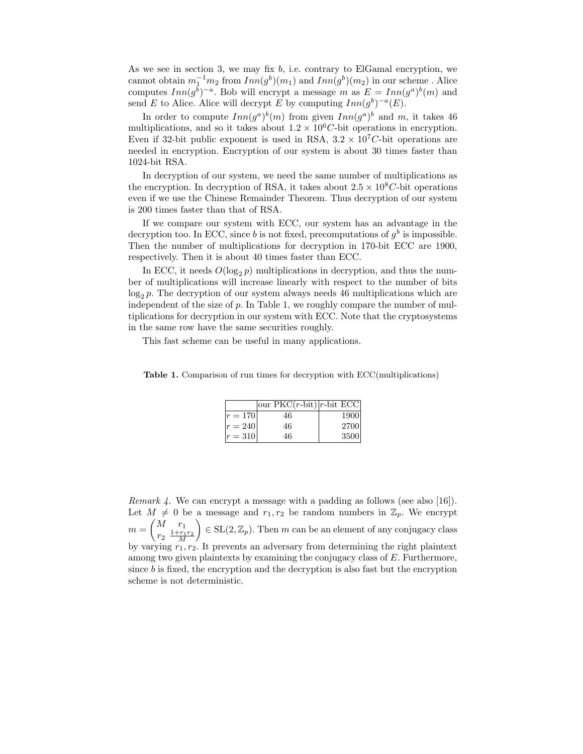As we see in section 3, we may fix $b$, i.e. contrary to ElGamal encryption, we cannot obtain $m_1^{-1}m_2$ from $Inn(g^b)(m_1)$ and $Inn(g^b)(m_2)$ in our scheme . Alice computes $Inn(g^b)^{-a}$. Bob will encrypt a message $m$ as $E = Inn(g^a)^b(m)$ and send $E$ to Alice. Alice will decrypt $E$ by computing $Inn(g^b)^{-a}(E)$.

In order to compute $Inn(g^a)^b(m)$ from given $Inn(g^a)^b$ and $m$, it takes 46 multiplications, and so it takes about $1.2 \times 10^6 C$-bit operations in encryption. Even if 32-bit public exponent is used in RSA, $3.2 \times 10^7 C$-bit operations are needed in encryption. Encryption of our system is about 30 times faster than 1024-bit RSA.

In decryption of our system, we need the same number of multiplications as the encryption. In decryption of RSA, it takes about $2.5 \times 10^8 C$-bit operations even if we use the Chinese Remainder Theorem. Thus decryption of our system is 200 times faster than that of RSA.

If we compare our system with ECC, our system has an advantage in the decryption too. In ECC, since $b$ is not fixed, precomputations of $g^b$ is impossible. Then the number of multiplications for decryption in 170-bit ECC are 1900, respectively. Then it is about 40 times faster than ECC.

In ECC, it needs $O(\log_2 p)$ multiplications in decryption, and thus the number of multiplications will increase linearly with respect to the number of bits $\log_2 p$. The decryption of our system always needs 46 multiplications which are independent of the size of $p$. In Table 1, we roughly compare the number of multiplications for decryption in our system with ECC. Note that the cryptosystems in the same row have the same securities roughly.

This fast scheme can be useful in many applications.

**Table 1.** Comparison of run times for decryption with ECC(multiplications)

| | our PKC($r$-bit) | $r$-bit ECC |
|---|---|---|
| $r = 170$ | 46 | 1900 |
| $r = 240$ | 46 | 2700 |
| $r = 310$ | 46 | 3500 |

*Remark 4.* We can encrypt a message with a padding as follows (see also [16]). Let $M \neq 0$ be a message and $r_1, r_2$ be random numbers in $\mathbb{Z}_p$. We encrypt $m = \begin{pmatrix} M & r_1 \\ r_2 & \frac{1+r_1r_2}{M} \end{pmatrix} \in \mathrm{SL}(2, \mathbb{Z}_p)$. Then $m$ can be an element of any conjugacy class by varying $r_1, r_2$. It prevents an adversary from determining the right plaintext among two given plaintexts by examining the conjugacy class of $E$. Furthermore, since $b$ is fixed, the encryption and the decryption is also fast but the encryption scheme is not deterministic.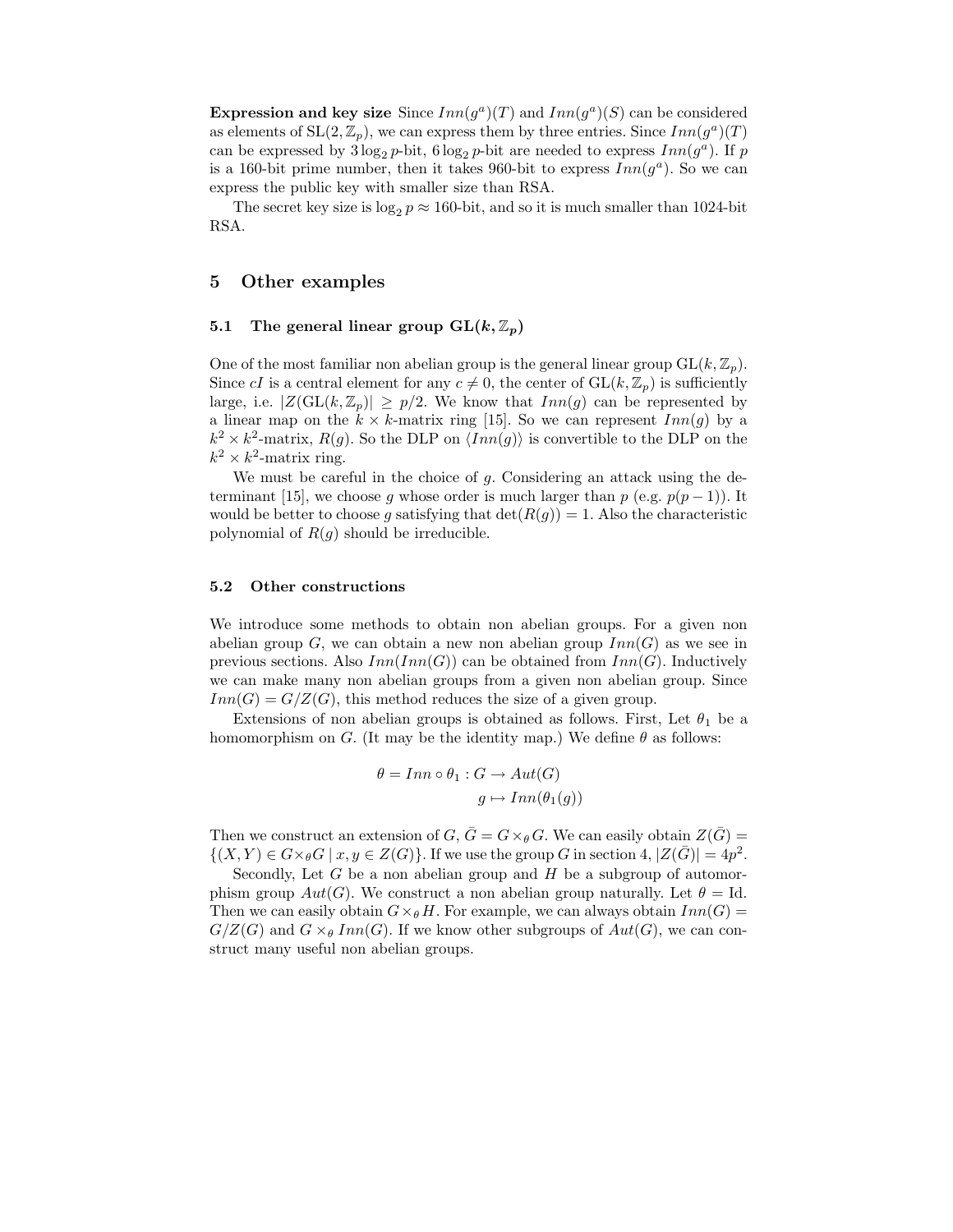**Expression and key size** Since $Inn(g^a)(T)$ and $Inn(g^a)(S)$ can be considered as elements of $\mathrm{SL}(2, \mathbb{Z}_p)$, we can express them by three entries. Since $Inn(g^a)(T)$ can be expressed by $3 \log_2 p$-bit, $6 \log_2 p$-bit are needed to express $Inn(g^a)$. If $p$ is a 160-bit prime number, then it takes 960-bit to express $Inn(g^a)$. So we can express the public key with smaller size than RSA.

The secret key size is $\log_2 p \approx 160$-bit, and so it is much smaller than 1024-bit RSA.

## 5 Other examples

### 5.1 The general linear group $\mathrm{GL}(k, \mathbb{Z}_p)$

One of the most familiar non abelian group is the general linear group $\mathrm{GL}(k, \mathbb{Z}_p)$. Since $cI$ is a central element for any $c \neq 0$, the center of $\mathrm{GL}(k, \mathbb{Z}_p)$ is sufficiently large, i.e. $|Z(\mathrm{GL}(k, \mathbb{Z}_p)| \geq p/2$. We know that $Inn(g)$ can be represented by a linear map on the $k \times k$-matrix ring [15]. So we can represent $Inn(g)$ by a $k^2 \times k^2$-matrix, $R(g)$. So the DLP on $\langle Inn(g) \rangle$ is convertible to the DLP on the $k^2 \times k^2$-matrix ring.

We must be careful in the choice of $g$. Considering an attack using the determinant [15], we choose $g$ whose order is much larger than $p$ (e.g. $p(p-1)$). It would be better to choose $g$ satisfying that $\det(R(g)) = 1$. Also the characteristic polynomial of $R(g)$ should be irreducible.

### 5.2 Other constructions

We introduce some methods to obtain non abelian groups. For a given non abelian group $G$, we can obtain a new non abelian group $Inn(G)$ as we see in previous sections. Also $Inn(Inn(G))$ can be obtained from $Inn(G)$. Inductively we can make many non abelian groups from a given non abelian group. Since $Inn(G) = G/Z(G)$, this method reduces the size of a given group.

Extensions of non abelian groups is obtained as follows. First, Let $\theta_1$ be a homomorphism on $G$. (It may be the identity map.) We define $\theta$ as follows:

$$\begin{aligned} \theta = Inn \circ \theta_1 : G &\rightarrow Aut(G) \\ g &\mapsto Inn(\theta_1(g)) \end{aligned}$$

Then we construct an extension of $G$, $\bar{G} = G \times_\theta G$. We can easily obtain $Z(\bar{G}) = \{(X, Y) \in G \times_\theta G \mid x, y \in Z(G)\}$. If we use the group $G$ in section 4, $|Z(\bar{G})| = 4p^2$.

Secondly, Let $G$ be a non abelian group and $H$ be a subgroup of automorphism group $Aut(G)$. We construct a non abelian group naturally. Let $\theta = \mathrm{Id}$. Then we can easily obtain $G \times_\theta H$. For example, we can always obtain $Inn(G) = G/Z(G)$ and $G \times_\theta Inn(G)$. If we know other subgroups of $Aut(G)$, we can construct many useful non abelian groups.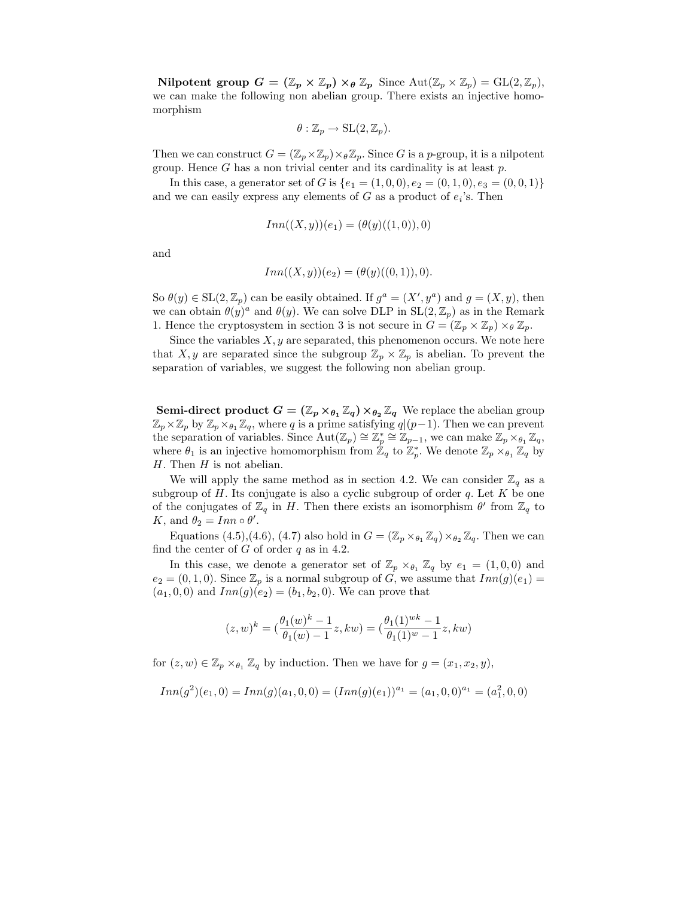**Nilpotent group $G = (\mathbb{Z}_p \times \mathbb{Z}_p) \times_\theta \mathbb{Z}_p$** Since $\mathrm{Aut}(\mathbb{Z}_p \times \mathbb{Z}_p) = \mathrm{GL}(2, \mathbb{Z}_p)$, we can make the following non abelian group. There exists an injective homomorphism

$$\theta : \mathbb{Z}_p \to \mathrm{SL}(2, \mathbb{Z}_p).$$

Then we can construct $G = (\mathbb{Z}_p \times \mathbb{Z}_p) \times_\theta \mathbb{Z}_p$. Since $G$ is a $p$-group, it is a nilpotent group. Hence $G$ has a non trivial center and its cardinality is at least $p$.

In this case, a generator set of $G$ is $\{e_1 = (1,0,0), e_2 = (0,1,0), e_3 = (0,0,1)\}$ and we can easily express any elements of $G$ as a product of $e_i$'s. Then

$$Inn((X, y))(e_1) = (\theta(y)((1,0)), 0)$$

and

$$Inn((X, y))(e_2) = (\theta(y)((0,1)), 0).$$

So $\theta(y) \in \mathrm{SL}(2, \mathbb{Z}_p)$ can be easily obtained. If $g^a = (X', y^a)$ and $g = (X, y)$, then we can obtain $\theta(y)^a$ and $\theta(y)$. We can solve DLP in $\mathrm{SL}(2, \mathbb{Z}_p)$ as in the Remark 1. Hence the cryptosystem in section 3 is not secure in $G = (\mathbb{Z}_p \times \mathbb{Z}_p) \times_\theta \mathbb{Z}_p$.

Since the variables $X, y$ are separated, this phenomenon occurs. We note here that $X, y$ are separated since the subgroup $\mathbb{Z}_p \times \mathbb{Z}_p$ is abelian. To prevent the separation of variables, we suggest the following non abelian group.

**Semi-direct product $G = (\mathbb{Z}_p \times_{\theta_1} \mathbb{Z}_q) \times_{\theta_2} \mathbb{Z}_q$** We replace the abelian group $\mathbb{Z}_p \times \mathbb{Z}_p$ by $\mathbb{Z}_p \times_{\theta_1} \mathbb{Z}_q$, where $q$ is a prime satisfying $q | (p-1)$. Then we can prevent the separation of variables. Since $\mathrm{Aut}(\mathbb{Z}_p) \cong \mathbb{Z}_p^* \cong \mathbb{Z}_{p-1}$, we can make $\mathbb{Z}_p \times_{\theta_1} \mathbb{Z}_q$, where $\theta_1$ is an injective homomorphism from $\mathbb{Z}_q$ to $\mathbb{Z}_p^*$. We denote $\mathbb{Z}_p \times_{\theta_1} \mathbb{Z}_q$ by $H$. Then $H$ is not abelian.

We will apply the same method as in section 4.2. We can consider $\mathbb{Z}_q$ as a subgroup of $H$. Its conjugate is also a cyclic subgroup of order $q$. Let $K$ be one of the conjugates of $\mathbb{Z}_q$ in $H$. Then there exists an isomorphism $\theta'$ from $\mathbb{Z}_q$ to $K$, and $\theta_2 = Inn \circ \theta'$.

Equations (4.5),(4.6), (4.7) also hold in $G = (\mathbb{Z}_p \times_{\theta_1} \mathbb{Z}_q) \times_{\theta_2} \mathbb{Z}_q$. Then we can find the center of $G$ of order $q$ as in 4.2.

In this case, we denote a generator set of $\mathbb{Z}_p \times_{\theta_1} \mathbb{Z}_q$ by $e_1 = (1,0,0)$ and $e_2 = (0,1,0)$. Since $\mathbb{Z}_p$ is a normal subgroup of $G$, we assume that $Inn(g)(e_1) = (a_1, 0, 0)$ and $Inn(g)(e_2) = (b_1, b_2, 0)$. We can prove that

$$(z, w)^k = \left(\frac{\theta_1(w)^k - 1}{\theta_1(w) - 1} z, kw\right) = \left(\frac{\theta_1(1)^{wk} - 1}{\theta_1(1)^w - 1} z, kw\right)$$

for $(z, w) \in \mathbb{Z}_p \times_{\theta_1} \mathbb{Z}_q$ by induction. Then we have for $g = (x_1, x_2, y)$,

$$Inn(g^2)(e_1, 0) = Inn(g)(a_1, 0, 0) = (Inn(g)(e_1))^{a_1} = (a_1, 0, 0)^{a_1} = (a_1^2, 0, 0)$$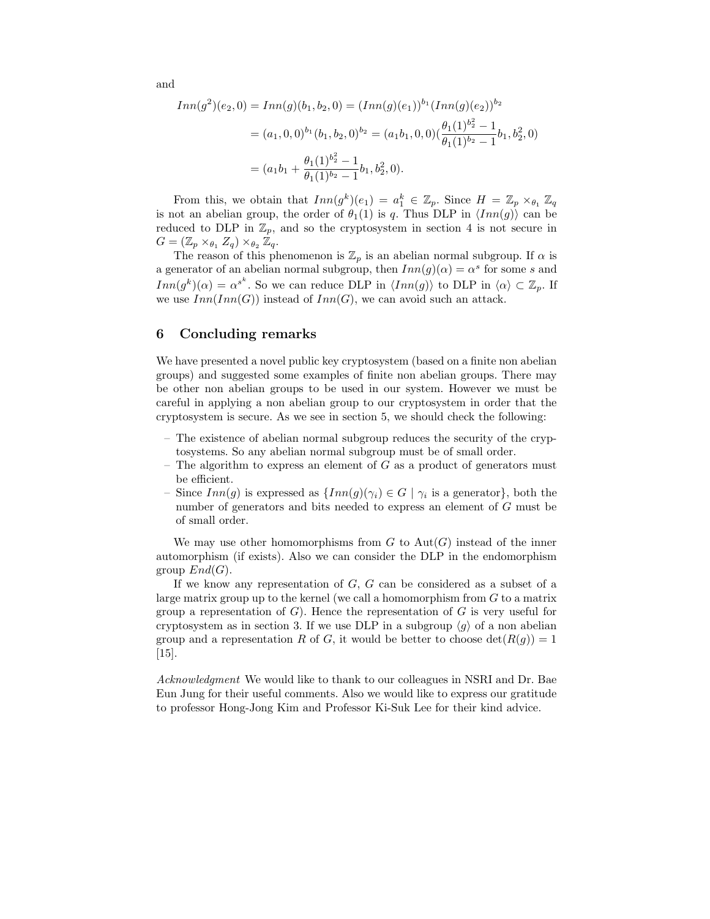and

$$
\begin{aligned}
Inn(g^2)(e_2, 0) &= Inn(g)(b_1, b_2, 0) = (Inn(g)(e_1))^{b_1}(Inn(g)(e_2))^{b_2} \\
&= (a_1, 0, 0)^{b_1}(b_1, b_2, 0)^{b_2} = (a_1 b_1, 0, 0)(\frac{\theta_1(1)^{b_2^2} - 1}{\theta_1(1)^{b_2} - 1} b_1, b_2^2, 0) \\
&= (a_1 b_1 + \frac{\theta_1(1)^{b_2^2} - 1}{\theta_1(1)^{b_2} - 1} b_1, b_2^2, 0).
\end{aligned}
$$

From this, we obtain that $Inn(g^k)(e_1) = a_1^k \in \mathbb{Z}_p$. Since $H = \mathbb{Z}_p \times_{\theta_1} \mathbb{Z}_q$ is not an abelian group, the order of $\theta_1(1)$ is $q$. Thus DLP in $\langle Inn(g) \rangle$ can be reduced to DLP in $\mathbb{Z}_p$, and so the cryptosystem in section 4 is not secure in $G = (\mathbb{Z}_p \times_{\theta_1} Z_q) \times_{\theta_2} \mathbb{Z}_q$.

The reason of this phenomenon is $\mathbb{Z}_p$ is an abelian normal subgroup. If $\alpha$ is a generator of an abelian normal subgroup, then $Inn(g)(\alpha) = \alpha^s$ for some $s$ and $Inn(g^k)(\alpha) = \alpha^{s^k}$. So we can reduce DLP in $\langle Inn(g) \rangle$ to DLP in $\langle \alpha \rangle \subset \mathbb{Z}_p$. If we use $Inn(Inn(G))$ instead of $Inn(G)$, we can avoid such an attack.

## 6 Concluding remarks

We have presented a novel public key cryptosystem (based on a finite non abelian groups) and suggested some examples of finite non abelian groups. There may be other non abelian groups to be used in our system. However we must be careful in applying a non abelian group to our cryptosystem in order that the cryptosystem is secure. As we see in section 5, we should check the following:

- The existence of abelian normal subgroup reduces the security of the cryptosystems. So any abelian normal subgroup must be of small order.
- The algorithm to express an element of $G$ as a product of generators must be efficient.
- Since $Inn(g)$ is expressed as $\{Inn(g)(\gamma_i) \in G \mid \gamma_i \text{ is a generator}\}$, both the number of generators and bits needed to express an element of $G$ must be of small order.

We may use other homomorphisms from $G$ to $\text{Aut}(G)$ instead of the inner automorphism (if exists). Also we can consider the DLP in the endomorphism group $End(G)$.

If we know any representation of $G$, $G$ can be considered as a subset of a large matrix group up to the kernel (we call a homomorphism from $G$ to a matrix group a representation of $G$). Hence the representation of $G$ is very useful for cryptosystem as in section 3. If we use DLP in a subgroup $\langle g \rangle$ of a non abelian group and a representation $R$ of $G$, it would be better to choose $\det(R(g)) = 1$ [15].

*Acknowledgment* We would like to thank to our colleagues in NSRI and Dr. Bae Eun Jung for their useful comments. Also we would like to express our gratitude to professor Hong-Jong Kim and Professor Ki-Suk Lee for their kind advice.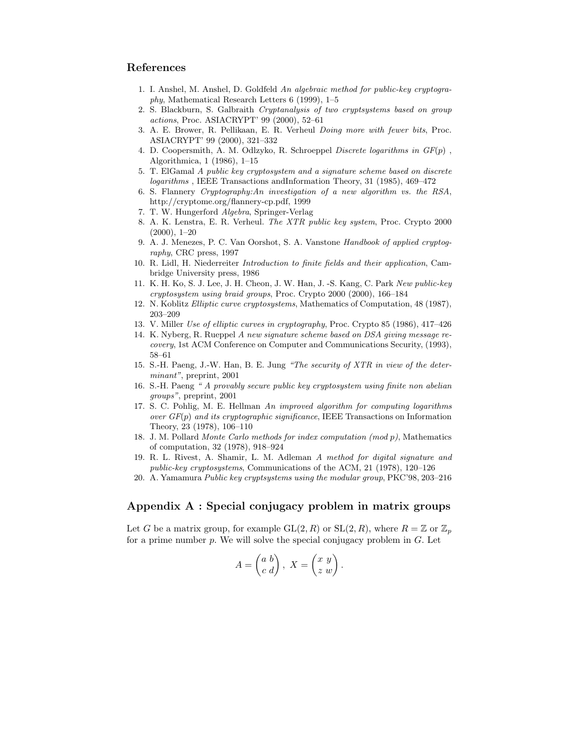## References

1. I. Anshel, M. Anshel, D. Goldfeld *An algebraic method for public-key cryptography*, Mathematical Research Letters 6 (1999), 1–5
2. S. Blackburn, S. Galbraith *Cryptanalysis of two cryptsystems based on group actions*, Proc. ASIACRYPT' 99 (2000), 52–61
3. A. E. Brower, R. Pellikaan, E. R. Verheul *Doing more with fewer bits*, Proc. ASIACRYPT' 99 (2000), 321–332
4. D. Coopersmith, A. M. Odlzyko, R. Schroeppel *Discrete logarithms in GF(p)* , Algorithmica, 1 (1986), 1–15
5. T. ElGamal *A public key cryptosystem and a signature scheme based on discrete logarithms* , IEEE Transactions andInformation Theory, 31 (1985), 469–472
6. S. Flannery *Cryptography:An investigation of a new algorithm vs. the RSA*, http://cryptome.org/flannery-cp.pdf, 1999
7. T. W. Hungerford *Algebra*, Springer-Verlag
8. A. K. Lenstra, E. R. Verheul. *The XTR public key system*, Proc. Crypto 2000 (2000), 1–20
9. A. J. Menezes, P. C. Van Oorshot, S. A. Vanstone *Handbook of applied cryptography*, CRC press, 1997
10. R. Lidl, H. Niederreiter *Introduction to finite fields and their application*, Cambridge University press, 1986
11. K. H. Ko, S. J. Lee, J. H. Cheon, J. W. Han, J. -S. Kang, C. Park *New public-key cryptosystem using braid groups*, Proc. Crypto 2000 (2000), 166–184
12. N. Koblitz *Elliptic curve cryptosystems*, Mathematics of Computation, 48 (1987), 203–209
13. V. Miller *Use of elliptic curves in cryptography*, Proc. Crypto 85 (1986), 417–426
14. K. Nyberg, R. Rueppel *A new signature scheme based on DSA giving message recovery*, 1st ACM Conference on Computer and Communications Security, (1993), 58–61
15. S.-H. Paeng, J.-W. Han, B. E. Jung *"The security of XTR in view of the determinant"*, preprint, 2001
16. S.-H. Paeng *" A provably secure public key cryptosystem using finite non abelian groups"*, preprint, 2001
17. S. C. Pohlig, M. E. Hellman *An improved algorithm for computing logarithms over GF(p) and its cryptographic significance*, IEEE Transactions on Information Theory, 23 (1978), 106–110
18. J. M. Pollard *Monte Carlo methods for index computation (mod p)*, Mathematics of computation, 32 (1978), 918–924
19. R. L. Rivest, A. Shamir, L. M. Adleman *A method for digital signature and public-key cryptosystems*, Communications of the ACM, 21 (1978), 120–126
20. A. Yamamura *Public key cryptsystems using the modular group*, PKC'98, 203–216

## Appendix A : Special conjugacy problem in matrix groups

Let $G$ be a matrix group, for example $\mathrm{GL}(2, R)$ or $\mathrm{SL}(2, R)$, where $R = \mathbb{Z}$ or $\mathbb{Z}_p$ for a prime number $p$. We will solve the special conjugacy problem in $G$. Let

$$A = \begin{pmatrix} a & b \\ c & d \end{pmatrix}, \; X = \begin{pmatrix} x & y \\ z & w \end{pmatrix}.$$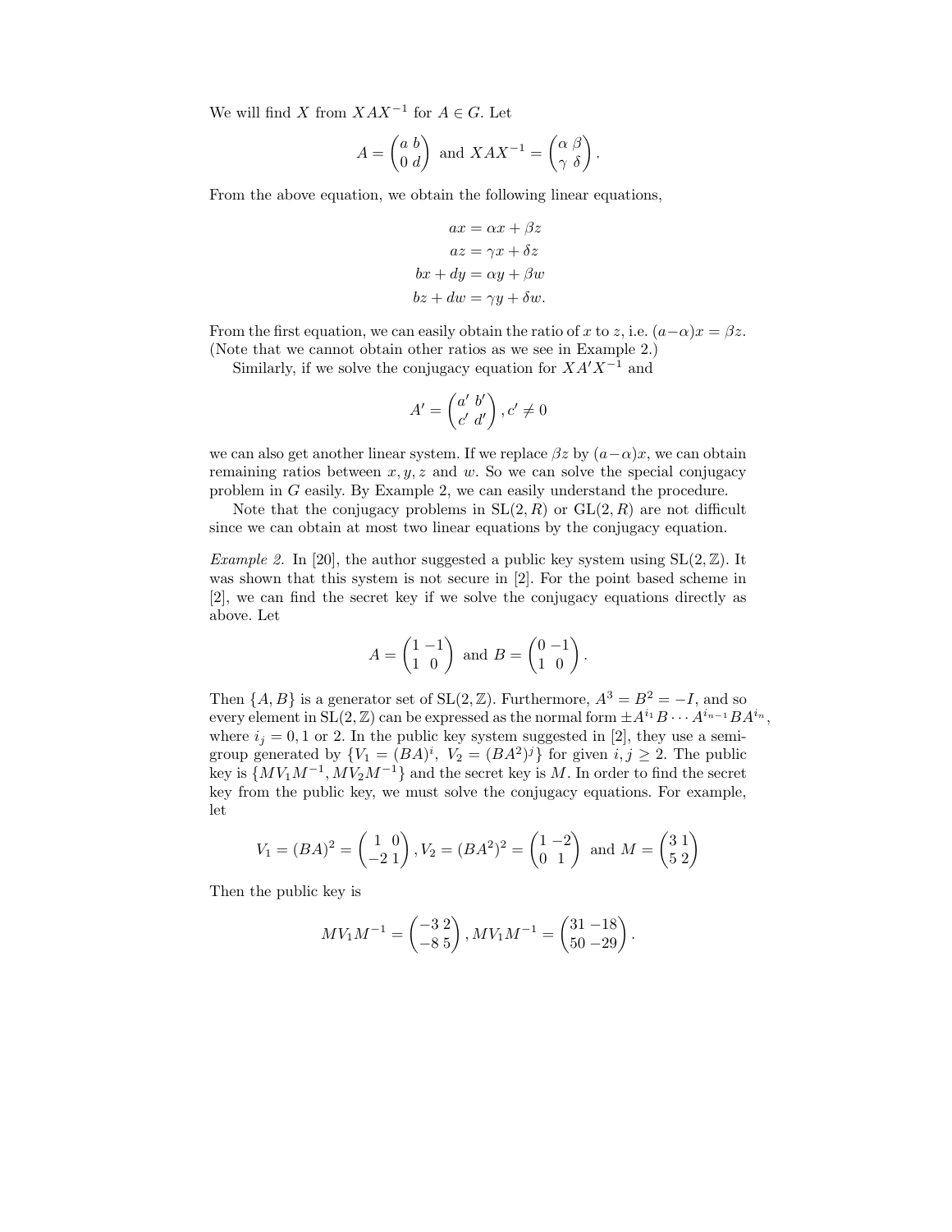We will find $X$ from $XAX^{-1}$ for $A \in G$. Let

$$A = \begin{pmatrix} a & b \\ 0 & d \end{pmatrix} \text{ and } XAX^{-1} = \begin{pmatrix} \alpha & \beta \\ \gamma & \delta \end{pmatrix}.$$

From the above equation, we obtain the following linear equations,

$$\begin{aligned} ax &= \alpha x + \beta z \\ az &= \gamma x + \delta z \\ bx + dy &= \alpha y + \beta w \\ bz + dw &= \gamma y + \delta w. \end{aligned}$$

From the first equation, we can easily obtain the ratio of $x$ to $z$, i.e. $(a - \alpha)x = \beta z$. (Note that we cannot obtain other ratios as we see in Example 2.)

Similarly, if we solve the conjugacy equation for $XA'X^{-1}$ and

$$A' = \begin{pmatrix} a' & b' \\ c' & d' \end{pmatrix}, c' \neq 0$$

we can also get another linear system. If we replace $\beta z$ by $(a - \alpha)x$, we can obtain remaining ratios between $x, y, z$ and $w$. So we can solve the special conjugacy problem in $G$ easily. By Example 2, we can easily understand the procedure.

Note that the conjugacy problems in $\mathrm{SL}(2, R)$ or $\mathrm{GL}(2, R)$ are not difficult since we can obtain at most two linear equations by the conjugacy equation.

*Example 2.* In [20], the author suggested a public key system using $\mathrm{SL}(2, \mathbb{Z})$. It was shown that this system is not secure in [2]. For the point based scheme in [2], we can find the secret key if we solve the conjugacy equations directly as above. Let

$$A = \begin{pmatrix} 1 & -1 \\ 1 & 0 \end{pmatrix} \text{ and } B = \begin{pmatrix} 0 & -1 \\ 1 & 0 \end{pmatrix}.$$

Then $\{A, B\}$ is a generator set of $\mathrm{SL}(2, \mathbb{Z})$. Furthermore, $A^3 = B^2 = -I$, and so every element in $\mathrm{SL}(2, \mathbb{Z})$ can be expressed as the normal form $\pm A^{i_1} B \cdots A^{i_{n-1}} B A^{i_n}$, where $i_j = 0, 1$ or $2$. In the public key system suggested in [2], they use a semigroup generated by $\{V_1 = (BA)^i,\ V_2 = (BA^2)^j\}$ for given $i, j \geq 2$. The public key is $\{MV_1M^{-1}, MV_2M^{-1}\}$ and the secret key is $M$. In order to find the secret key from the public key, we must solve the conjugacy equations. For example, let

$$V_1 = (BA)^2 = \begin{pmatrix} 1 & 0 \\ -2 & 1 \end{pmatrix}, V_2 = (BA^2)^2 = \begin{pmatrix} 1 & -2 \\ 0 & 1 \end{pmatrix} \text{ and } M = \begin{pmatrix} 3 & 1 \\ 5 & 2 \end{pmatrix}$$

Then the public key is

$$MV_1M^{-1} = \begin{pmatrix} -3 & 2 \\ -8 & 5 \end{pmatrix}, MV_1M^{-1} = \begin{pmatrix} 31 & -18 \\ 50 & -29 \end{pmatrix}.$$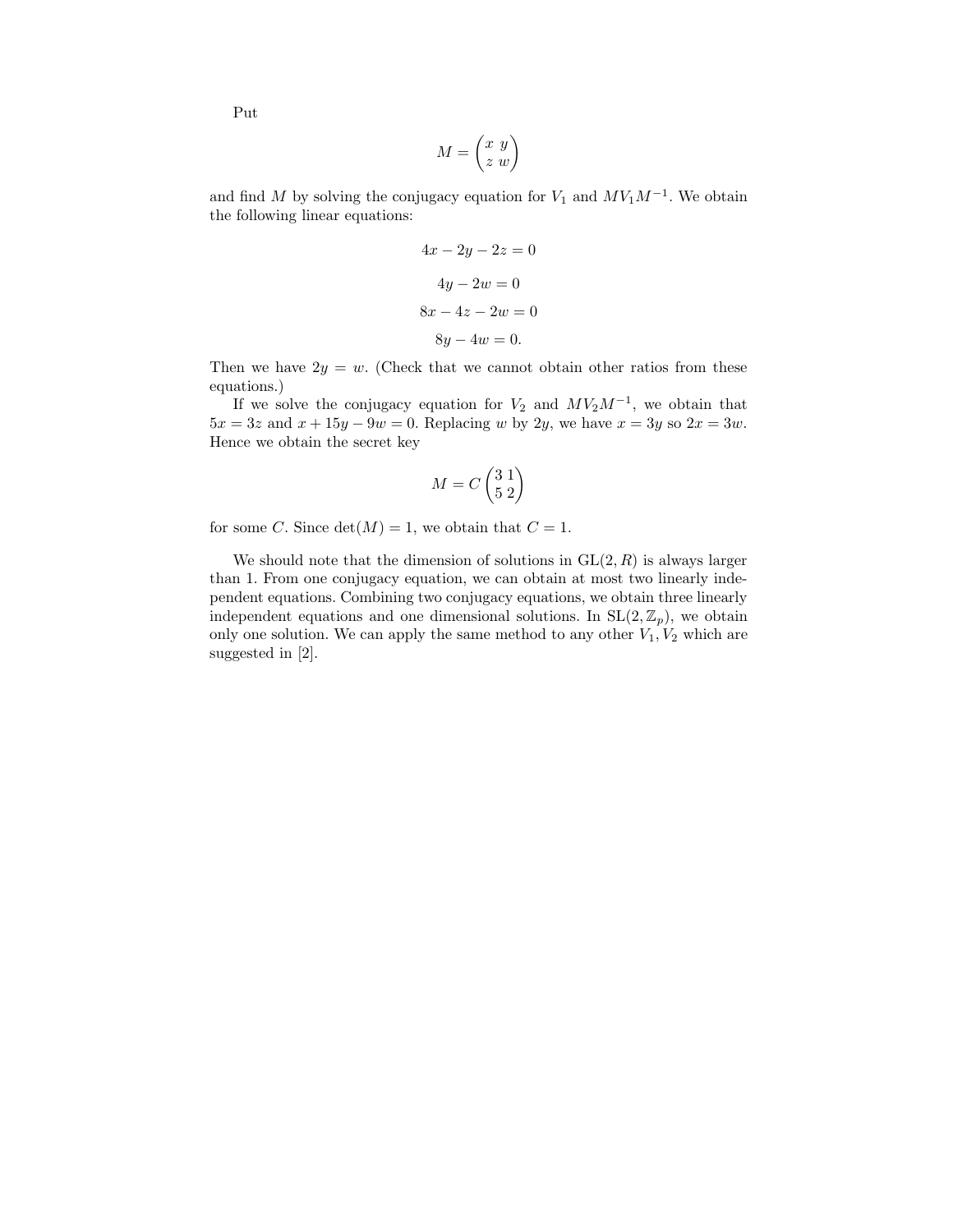Put

$$M = \begin{pmatrix} x & y \\ z & w \end{pmatrix}$$

and find $M$ by solving the conjugacy equation for $V_1$ and $MV_1M^{-1}$. We obtain the following linear equations:

$$4x - 2y - 2z = 0$$

$$4y - 2w = 0$$

$$8x - 4z - 2w = 0$$

$$8y - 4w = 0.$$

Then we have $2y = w$. (Check that we cannot obtain other ratios from these equations.)

If we solve the conjugacy equation for $V_2$ and $MV_2M^{-1}$, we obtain that $5x = 3z$ and $x + 15y - 9w = 0$. Replacing $w$ by $2y$, we have $x = 3y$ so $2x = 3w$. Hence we obtain the secret key

$$M = C \begin{pmatrix} 3 & 1 \\ 5 & 2 \end{pmatrix}$$

for some $C$. Since $\det(M) = 1$, we obtain that $C = 1$.

We should note that the dimension of solutions in $\mathrm{GL}(2, R)$ is always larger than 1. From one conjugacy equation, we can obtain at most two linearly independent equations. Combining two conjugacy equations, we obtain three linearly independent equations and one dimensional solutions. In $\mathrm{SL}(2, \mathbb{Z}_p)$, we obtain only one solution. We can apply the same method to any other $V_1, V_2$ which are suggested in [2].